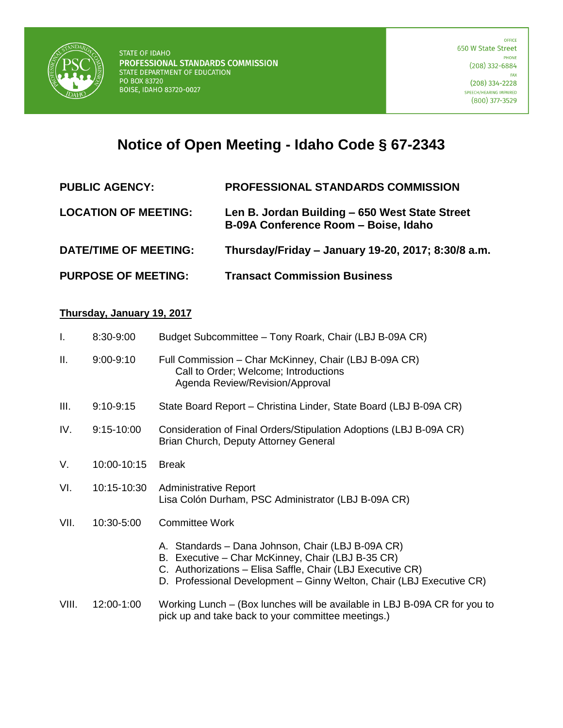STATE OF IDAHO
**PROFESSIONAL STANDARDS COMMISSION**
STATE DEPARTMENT OF EDUCATION
PO BOX 83720
BOISE, IDAHO 83720-0027

OFFICE
650 W State Street
PHONE
(208) 332-6884
FAX
(208) 334-2228
SPEECH/HEARING IMPAIRED
(800) 377-3529

# Notice of Open Meeting - Idaho Code § 67-2343

| | |
|---|---|
| **PUBLIC AGENCY:** | **PROFESSIONAL STANDARDS COMMISSION** |
| **LOCATION OF MEETING:** | **Len B. Jordan Building – 650 West State Street B-09A Conference Room – Boise, Idaho** |
| **DATE/TIME OF MEETING:** | **Thursday/Friday – January 19-20, 2017; 8:30/8 a.m.** |
| **PURPOSE OF MEETING:** | **Transact Commission Business** |

**Thursday, January 19, 2017**

I. 8:30-9:00 Budget Subcommittee – Tony Roark, Chair (LBJ B-09A CR)

II. 9:00-9:10 Full Commission – Char McKinney, Chair (LBJ B-09A CR)
   Call to Order; Welcome; Introductions
   Agenda Review/Revision/Approval

III. 9:10-9:15 State Board Report – Christina Linder, State Board (LBJ B-09A CR)

IV. 9:15-10:00 Consideration of Final Orders/Stipulation Adoptions (LBJ B-09A CR)
   Brian Church, Deputy Attorney General

V. 10:00-10:15 Break

VI. 10:15-10:30 Administrative Report
   Lisa Colón Durham, PSC Administrator (LBJ B-09A CR)

VII. 10:30-5:00 Committee Work

   A. Standards – Dana Johnson, Chair (LBJ B-09A CR)
   B. Executive – Char McKinney, Chair (LBJ B-35 CR)
   C. Authorizations – Elisa Saffle, Chair (LBJ Executive CR)
   D. Professional Development – Ginny Welton, Chair (LBJ Executive CR)

VIII. 12:00-1:00 Working Lunch – (Box lunches will be available in LBJ B-09A CR for you to pick up and take back to your committee meetings.)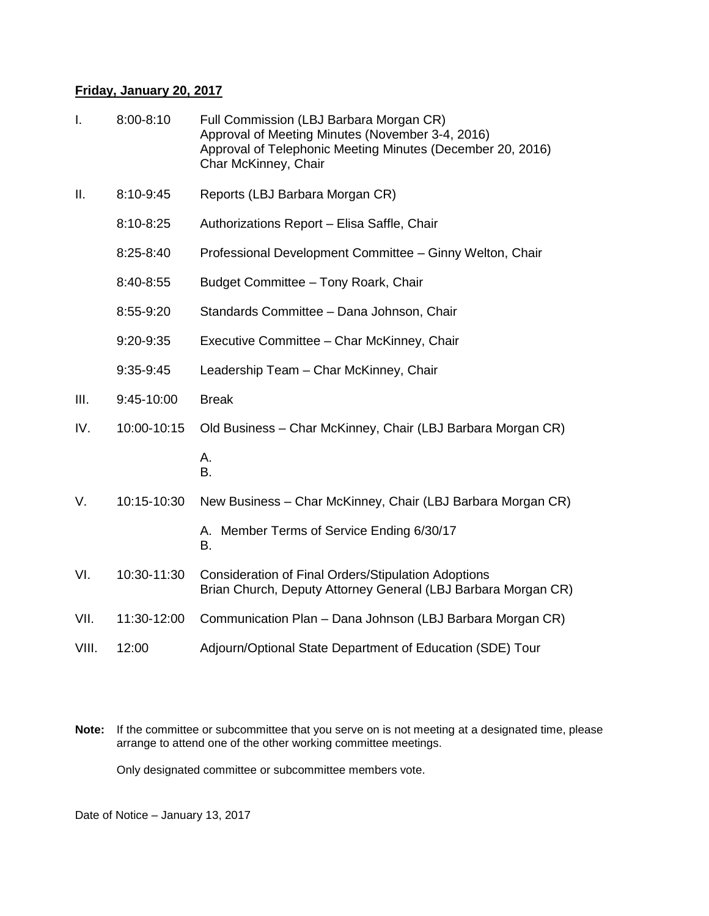**Friday, January 20, 2017**

| | | |
|---|---|---|
| I. | 8:00-8:10 | Full Commission (LBJ Barbara Morgan CR)<br>Approval of Meeting Minutes (November 3-4, 2016)<br>Approval of Telephonic Meeting Minutes (December 20, 2016)<br>Char McKinney, Chair |
| II. | 8:10-9:45 | Reports (LBJ Barbara Morgan CR) |
| | 8:10-8:25 | Authorizations Report – Elisa Saffle, Chair |
| | 8:25-8:40 | Professional Development Committee – Ginny Welton, Chair |
| | 8:40-8:55 | Budget Committee – Tony Roark, Chair |
| | 8:55-9:20 | Standards Committee – Dana Johnson, Chair |
| | 9:20-9:35 | Executive Committee – Char McKinney, Chair |
| | 9:35-9:45 | Leadership Team – Char McKinney, Chair |
| III. | 9:45-10:00 | Break |
| IV. | 10:00-10:15 | Old Business – Char McKinney, Chair (LBJ Barbara Morgan CR)<br><br>A.<br>B. |
| V. | 10:15-10:30 | New Business – Char McKinney, Chair (LBJ Barbara Morgan CR)<br><br>A. Member Terms of Service Ending 6/30/17<br>B. |
| VI. | 10:30-11:30 | Consideration of Final Orders/Stipulation Adoptions<br>Brian Church, Deputy Attorney General (LBJ Barbara Morgan CR) |
| VII. | 11:30-12:00 | Communication Plan – Dana Johnson (LBJ Barbara Morgan CR) |
| VIII. | 12:00 | Adjourn/Optional State Department of Education (SDE) Tour |

**Note:** If the committee or subcommittee that you serve on is not meeting at a designated time, please arrange to attend one of the other working committee meetings.

Only designated committee or subcommittee members vote.

Date of Notice – January 13, 2017